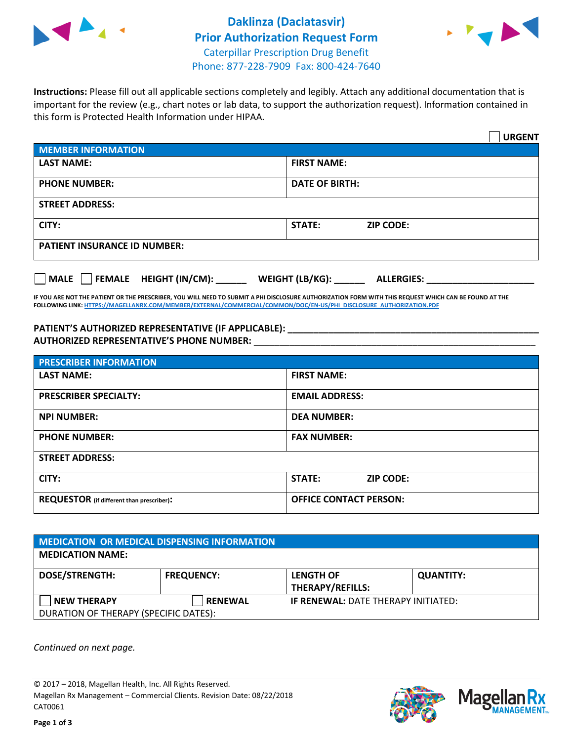# Daklinza (Daclatasvir) Prior Authorization Request Form

Caterpillar Prescription Drug Benefit
Phone: 877-228-7909 Fax: 800-424-7640

**Instructions:** Please fill out all applicable sections completely and legibly. Attach any additional documentation that is important for the review (e.g., chart notes or lab data, to support the authorization request). Information contained in this form is Protected Health Information under HIPAA.

☐ **URGENT**

| **MEMBER INFORMATION** | | |
|---|---|---|
| **LAST NAME:** | **FIRST NAME:** | |
| **PHONE NUMBER:** | **DATE OF BIRTH:** | |
| **STREET ADDRESS:** | | |
| **CITY:** | **STATE:** | **ZIP CODE:** |
| **PATIENT INSURANCE ID NUMBER:** | | |

☐ **MALE** ☐ **FEMALE** **HEIGHT (IN/CM):** ______ **WEIGHT (LB/KG):** ______ **ALLERGIES:** ____________________

**IF YOU ARE NOT THE PATIENT OR THE PRESCRIBER, YOU WILL NEED TO SUBMIT A PHI DISCLOSURE AUTHORIZATION FORM WITH THIS REQUEST WHICH CAN BE FOUND AT THE FOLLOWING LINK: HTTPS://MAGELLANRX.COM/MEMBER/EXTERNAL/COMMERCIAL/COMMON/DOC/EN-US/PHI_DISCLOSURE_AUTHORIZATION.PDF**

**PATIENT'S AUTHORIZED REPRESENTATIVE (IF APPLICABLE):** ____________________________________________

**AUTHORIZED REPRESENTATIVE'S PHONE NUMBER:** ____________________________________________

| **PRESCRIBER INFORMATION** | | |
|---|---|---|
| **LAST NAME:** | **FIRST NAME:** | |
| **PRESCRIBER SPECIALTY:** | **EMAIL ADDRESS:** | |
| **NPI NUMBER:** | **DEA NUMBER:** | |
| **PHONE NUMBER:** | **FAX NUMBER:** | |
| **STREET ADDRESS:** | | |
| **CITY:** | **STATE:** | **ZIP CODE:** |
| **REQUESTOR** (if different than prescriber)**:** | **OFFICE CONTACT PERSON:** | |

| **MEDICATION OR MEDICAL DISPENSING INFORMATION** | | | |
|---|---|---|---|
| **MEDICATION NAME:** | | | |
| **DOSE/STRENGTH:** | **FREQUENCY:** | **LENGTH OF THERAPY/REFILLS:** | **QUANTITY:** |
| ☐ **NEW THERAPY** | ☐ **RENEWAL** | **IF RENEWAL:** DATE THERAPY INITIATED: | |
| DURATION OF THERAPY (SPECIFIC DATES): | | | |

*Continued on next page.*

© 2017 – 2018, Magellan Health, Inc. All Rights Reserved.
Magellan Rx Management – Commercial Clients. Revision Date: 08/22/2018
CAT0061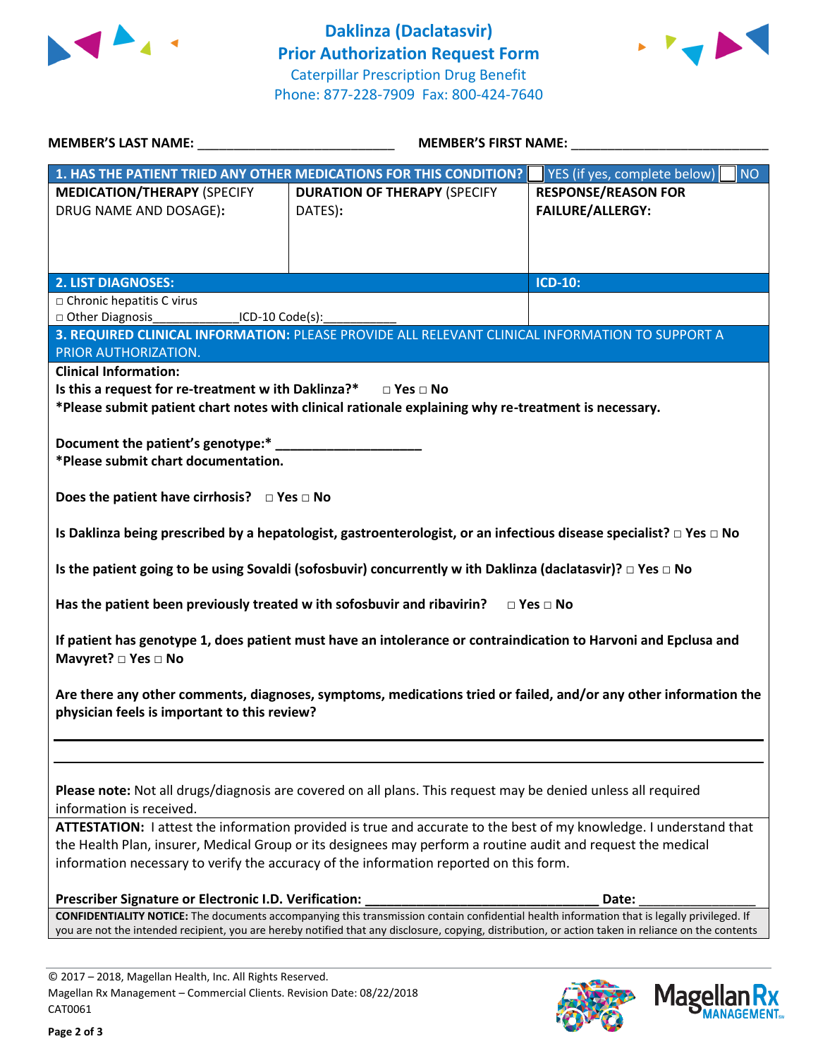# Daklinza (Daclatasvir)
# Prior Authorization Request Form

Caterpillar Prescription Drug Benefit
Phone: 877-228-7909 Fax: 800-424-7640

**MEMBER'S LAST NAME:** ___________________________ **MEMBER'S FIRST NAME:** ___________________________

| **1. HAS THE PATIENT TRIED ANY OTHER MEDICATIONS FOR THIS CONDITION?** | | ☐ YES (if yes, complete below) ☐ NO |
|---|---|---|
| **MEDICATION/THERAPY** (SPECIFY DRUG NAME AND DOSAGE): | **DURATION OF THERAPY** (SPECIFY DATES): | **RESPONSE/REASON FOR FAILURE/ALLERGY:** |
| | | |

| **2. LIST DIAGNOSES:** | **ICD-10:** |
|---|---|
| □ Chronic hepatitis C virus<br>□ Other Diagnosis_____________ICD-10 Code(s):___________ | |

**3. REQUIRED CLINICAL INFORMATION:** PLEASE PROVIDE ALL RELEVANT CLINICAL INFORMATION TO SUPPORT A PRIOR AUTHORIZATION.

**Clinical Information:**

**Is this a request for re-treatment w ith Daklinza?*** □ **Yes** □ **No**
***Please submit patient chart notes with clinical rationale explaining why re-treatment is necessary.**

**Document the patient's genotype:*** ____________________
***Please submit chart documentation.**

**Does the patient have cirrhosis?** □ **Yes** □ **No**

**Is Daklinza being prescribed by a hepatologist, gastroenterologist, or an infectious disease specialist?** □ **Yes** □ **No**

**Is the patient going to be using Sovaldi (sofosbuvir) concurrently w ith Daklinza (daclatasvir)?** □ **Yes** □ **No**

**Has the patient been previously treated w ith sofosbuvir and ribavirin?** □ **Yes** □ **No**

**If patient has genotype 1, does patient must have an intolerance or contraindication to Harvoni and Epclusa and Mavyret?** □ **Yes** □ **No**

**Are there any other comments, diagnoses, symptoms, medications tried or failed, and/or any other information the physician feels is important to this review?**

_______________________________________________________________

_______________________________________________________________

**Please note:** Not all drugs/diagnosis are covered on all plans. This request may be denied unless all required information is received.

**ATTESTATION:** I attest the information provided is true and accurate to the best of my knowledge. I understand that the Health Plan, insurer, Medical Group or its designees may perform a routine audit and request the medical information necessary to verify the accuracy of the information reported on this form.

**Prescriber Signature or Electronic I.D. Verification:** ________________________________ **Date:** ________________

**CONFIDENTIALITY NOTICE:** The documents accompanying this transmission contain confidential health information that is legally privileged. If you are not the intended recipient, you are hereby notified that any disclosure, copying, distribution, or action taken in reliance on the contents

© 2017 – 2018, Magellan Health, Inc. All Rights Reserved.
Magellan Rx Management – Commercial Clients. Revision Date: 08/22/2018
CAT0061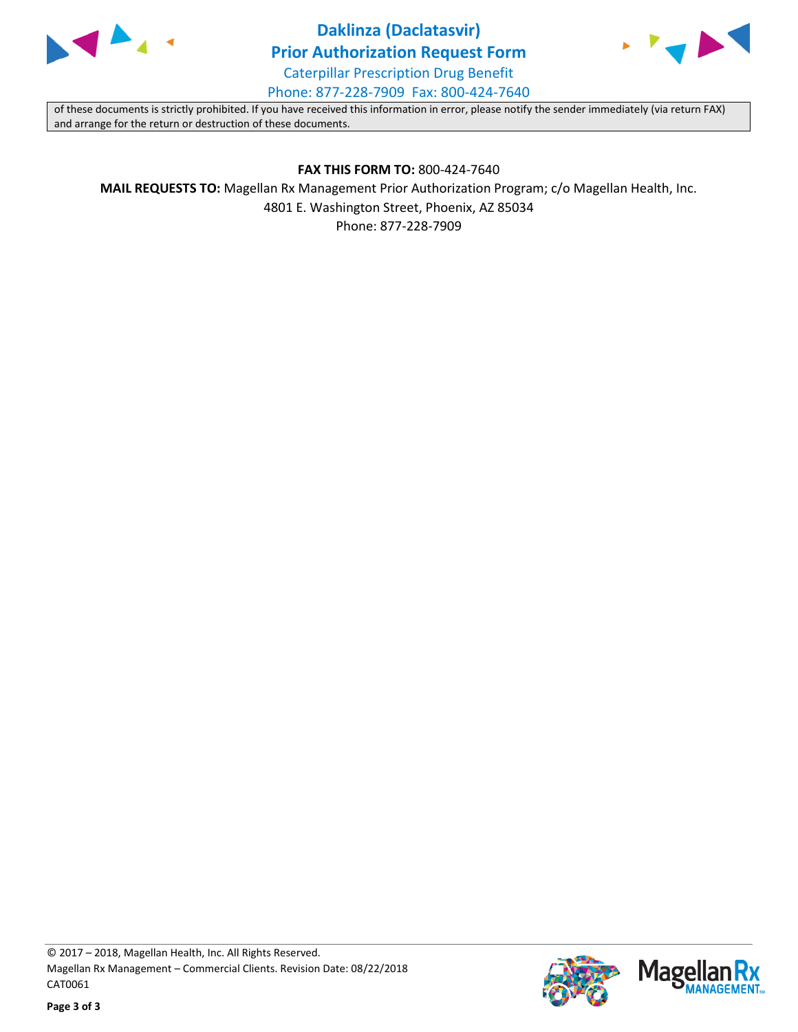of these documents is strictly prohibited. If you have received this information in error, please notify the sender immediately (via return FAX) and arrange for the return or destruction of these documents.

**FAX THIS FORM TO:** 800-424-7640

**MAIL REQUESTS TO:** Magellan Rx Management Prior Authorization Program; c/o Magellan Health, Inc.
4801 E. Washington Street, Phoenix, AZ 85034
Phone: 877-228-7909

© 2017 – 2018, Magellan Health, Inc. All Rights Reserved.
Magellan Rx Management – Commercial Clients. Revision Date: 08/22/2018
CAT0061